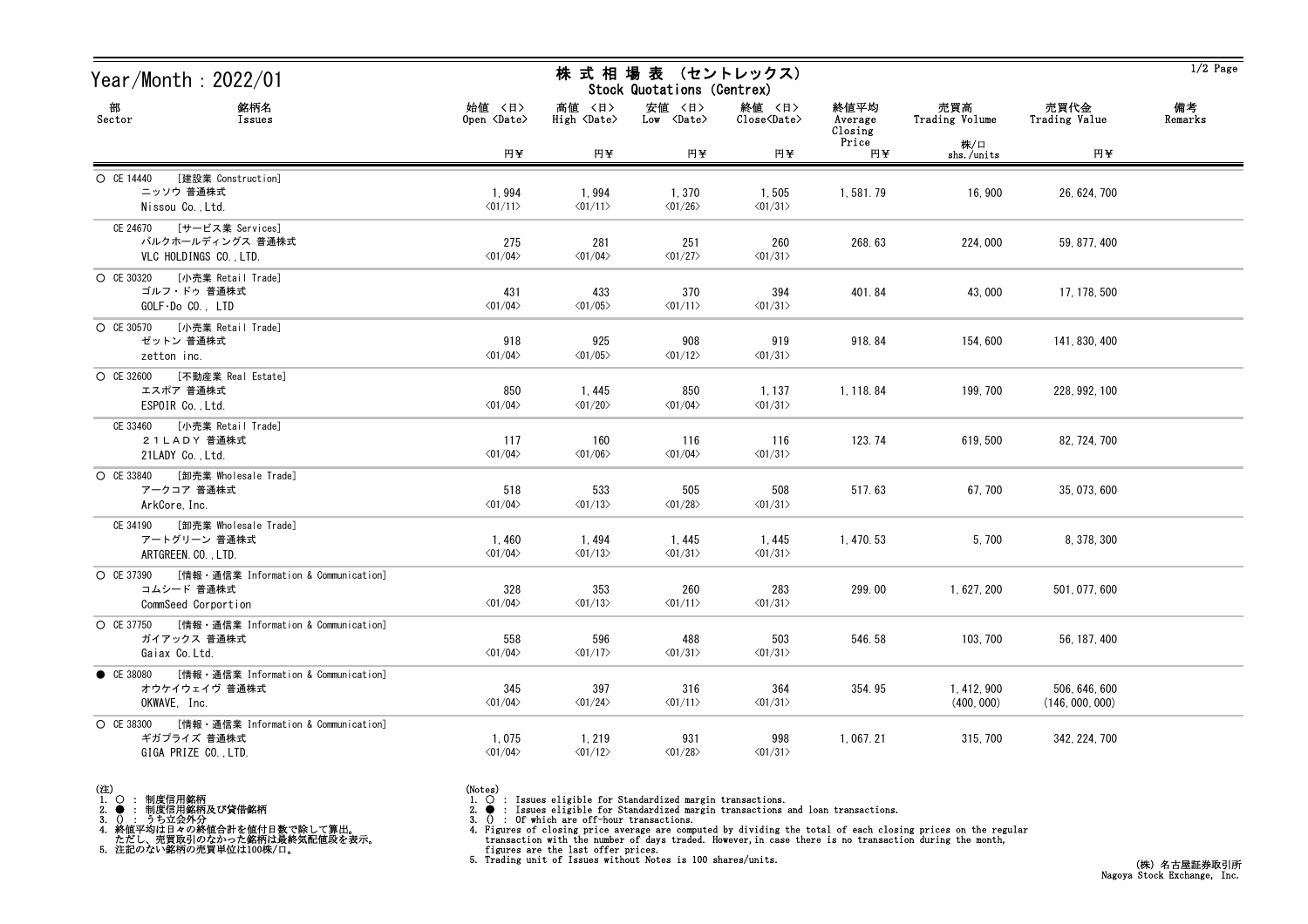# Year/Month : 2022/01

## 株 式 相 場 表 （セントレックス）
### Stock Quotations (Centrex)

| 部 Sector | 銘柄名 Issues | 始値 〈日〉 Open 〈Date〉 円¥ | 高値 〈日〉 High 〈Date〉 円¥ | 安値 〈日〉 Low 〈Date〉 円¥ | 終値 〈日〉 Close〈Date〉 円¥ | 終値平均 Average Closing Price 円¥ | 売買高 Trading Volume 株/口 shs./units | 売買代金 Trading Value 円¥ | 備考 Remarks |
|---|---|---|---|---|---|---|---|---|---|
| ○ CE 14440 [建設業 Construction] | ニッソウ 普通株式 Nissou Co.,Ltd. | 1,994 〈01/11〉 | 1,994 〈01/11〉 | 1,370 〈01/26〉 | 1,505 〈01/31〉 | 1,581.79 | 16,900 | 26,624,700 | |
| CE 24670 [サービス業 Services] | バルクホールディングス 普通株式 VLC HOLDINGS CO.,LTD. | 275 〈01/04〉 | 281 〈01/04〉 | 251 〈01/27〉 | 260 〈01/31〉 | 268.63 | 224,000 | 59,877,400 | |
| ○ CE 30320 [小売業 Retail Trade] | ゴルフ・ドゥ 普通株式 GOLF･Do CO., LTD | 431 〈01/04〉 | 433 〈01/05〉 | 370 〈01/11〉 | 394 〈01/31〉 | 401.84 | 43,000 | 17,178,500 | |
| ○ CE 30570 [小売業 Retail Trade] | ゼットン 普通株式 zetton inc. | 918 〈01/04〉 | 925 〈01/05〉 | 908 〈01/12〉 | 919 〈01/31〉 | 918.84 | 154,600 | 141,830,400 | |
| ○ CE 32600 [不動産業 Real Estate] | エスポア 普通株式 ESPOIR Co.,Ltd. | 850 〈01/04〉 | 1,445 〈01/20〉 | 850 〈01/04〉 | 1,137 〈01/31〉 | 1,118.84 | 199,700 | 228,992,100 | |
| CE 33460 [小売業 Retail Trade] | ２１ＬＡＤＹ 普通株式 21LADY Co.,Ltd. | 117 〈01/04〉 | 160 〈01/06〉 | 116 〈01/04〉 | 116 〈01/31〉 | 123.74 | 619,500 | 82,724,700 | |
| ○ CE 33840 [卸売業 Wholesale Trade] | アークコア 普通株式 ArkCore,Inc. | 518 〈01/04〉 | 533 〈01/13〉 | 505 〈01/28〉 | 508 〈01/31〉 | 517.63 | 67,700 | 35,073,600 | |
| CE 34190 [卸売業 Wholesale Trade] | アートグリーン 普通株式 ARTGREEN.CO.,LTD. | 1,460 〈01/04〉 | 1,494 〈01/13〉 | 1,445 〈01/31〉 | 1,445 〈01/31〉 | 1,470.53 | 5,700 | 8,378,300 | |
| ○ CE 37390 [情報・通信業 Information & Communication] | コムシード 普通株式 CommSeed Corportion | 328 〈01/04〉 | 353 〈01/13〉 | 260 〈01/11〉 | 283 〈01/31〉 | 299.00 | 1,627,200 | 501,077,600 | |
| ○ CE 37750 [情報・通信業 Information & Communication] | ガイアックス 普通株式 Gaiax Co.Ltd. | 558 〈01/04〉 | 596 〈01/17〉 | 488 〈01/31〉 | 503 〈01/31〉 | 546.58 | 103,700 | 56,187,400 | |
| ● CE 38080 [情報・通信業 Information & Communication] | オウケイウェイヴ 普通株式 OKWAVE, Inc. | 345 〈01/04〉 | 397 〈01/24〉 | 316 〈01/11〉 | 364 〈01/31〉 | 354.95 | 1,412,900 (400,000) | 506,646,600 (146,000,000) | |
| ○ CE 38300 [情報・通信業 Information & Communication] | ギガプライズ 普通株式 GIGA PRIZE CO.,LTD. | 1,075 〈01/04〉 | 1,219 〈01/12〉 | 931 〈01/28〉 | 998 〈01/31〉 | 1,067.21 | 315,700 | 342,224,700 | |

(注)
1. ○ : 制度信用銘柄
2. ● : 制度信用銘柄及び貸借銘柄
3. () : うち立会外分
4. 終値平均は日々の終値合計を値付日数で除して算出。
   ただし、売買取引のなかった銘柄は最終気配値段を表示。
5. 注記のない銘柄の売買単位は100株/口。

(Notes)
1. ○ : Issues eligible for Standardized margin transactions.
2. ● : Issues eligible for Standardized margin transactions and loan transactions.
3. () : Of which are off-hour transactions.
4. Figures of closing price average are computed by dividing the total of each closing prices on the regular transaction with the number of days traded. However,in case there is no transaction during the month, figures are the last offer prices.
5. Trading unit of Issues without Notes is 100 shares/units.

(株) 名古屋証券取引所
Nagoya Stock Exchange, Inc.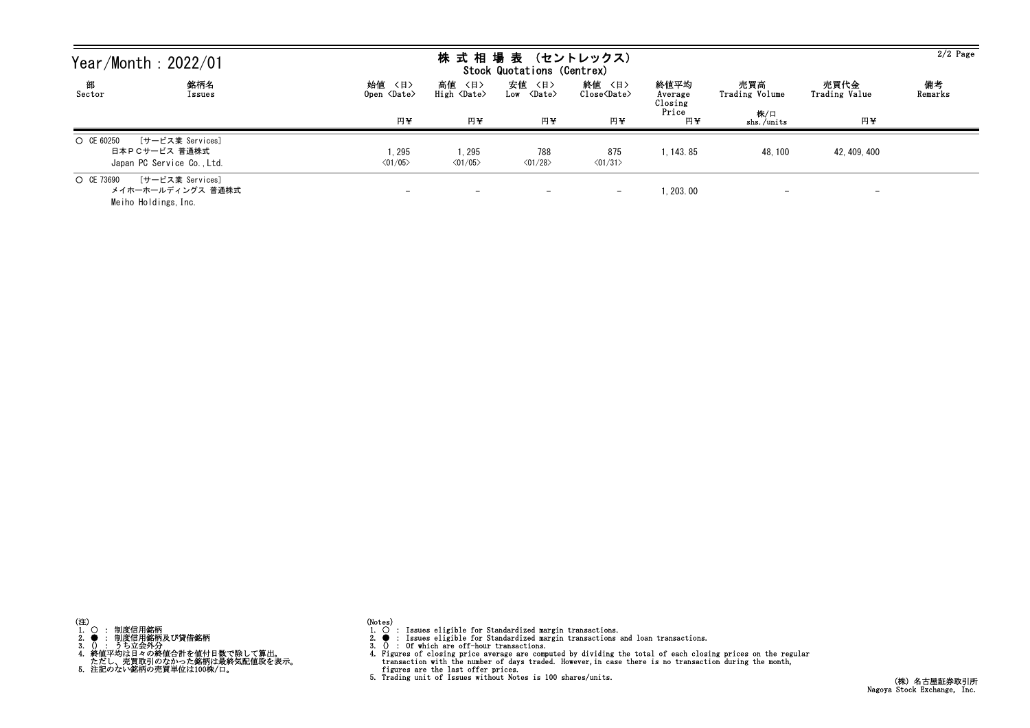# Year/Month : 2022/01

## 株 式 相 場 表 （セントレックス）
Stock Quotations (Centrex)

| 部 Sector | 銘柄名 Issues | 始値 〈日〉 Open 〈Date〉 円¥ | 高値 〈日〉 High 〈Date〉 円¥ | 安値 〈日〉 Low 〈Date〉 円¥ | 終値 〈日〉 Close〈Date〉 円¥ | 終値平均 Average Closing Price 円¥ | 売買高 Trading Volume 株/口 shs./units | 売買代金 Trading Value 円¥ | 備考 Remarks |
|---|---|---|---|---|---|---|---|---|---|
| ○ CE 60250 | [サービス業 Services] 日本ＰＣサービス 普通株式 Japan PC Service Co.,Ltd. | 1,295 〈01/05〉 | 1,295 〈01/05〉 | 788 〈01/28〉 | 875 〈01/31〉 | 1,143.85 | 48,100 | 42,409,400 | |
| ○ CE 73690 | [サービス業 Services] メイホーホールディングス 普通株式 Meiho Holdings,Inc. | － | － | － | － | 1,203.00 | － | － | |

(注)
1. ○ ： 制度信用銘柄
2. ● ： 制度信用銘柄及び貸借銘柄
3. () ： うち立会外分
4. 終値平均は日々の終値合計を値付日数で除して算出。
   ただし、売買取引のなかった銘柄は最終気配値段を表示。
5. 注記のない銘柄の売買単位は100株/口。

(Notes)
1. ○ : Issues eligible for Standardized margin transactions.
2. ● : Issues eligible for Standardized margin transactions and loan transactions.
3. () : Of which are off-hour transactions.
4. Figures of closing price average are computed by dividing the total of each closing prices on the regular transaction with the number of days traded. However,in case there is no transaction during the month, figures are the last offer prices.
5. Trading unit of Issues without Notes is 100 shares/units.

(株) 名古屋証券取引所
Nagoya Stock Exchange, Inc.